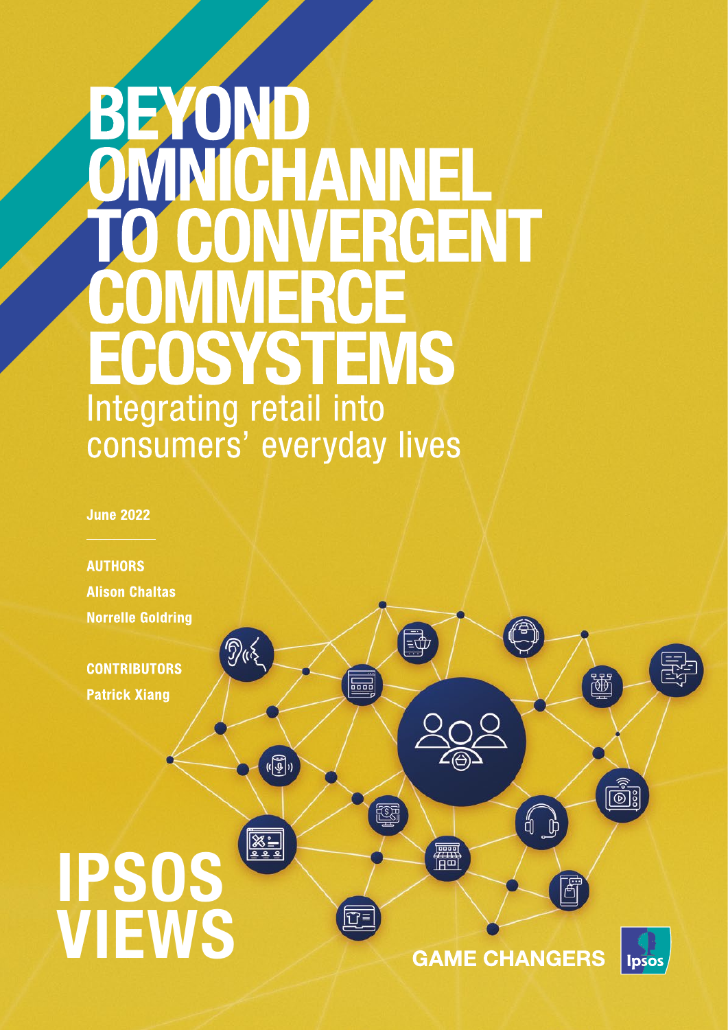# BEYOND OMNICHANNEL TO CONVERGENT COMMERCE ECOSYSTEMS

## Integrating retail into consumers' everyday lives

**June 2022**

**AUTHORS**

**Alison Chaltas**

**Norrelle Goldring**

**CONTRIBUTORS**

**Patrick Xiang**

**IPSOS VIEWS**

**GAME CHANGERS**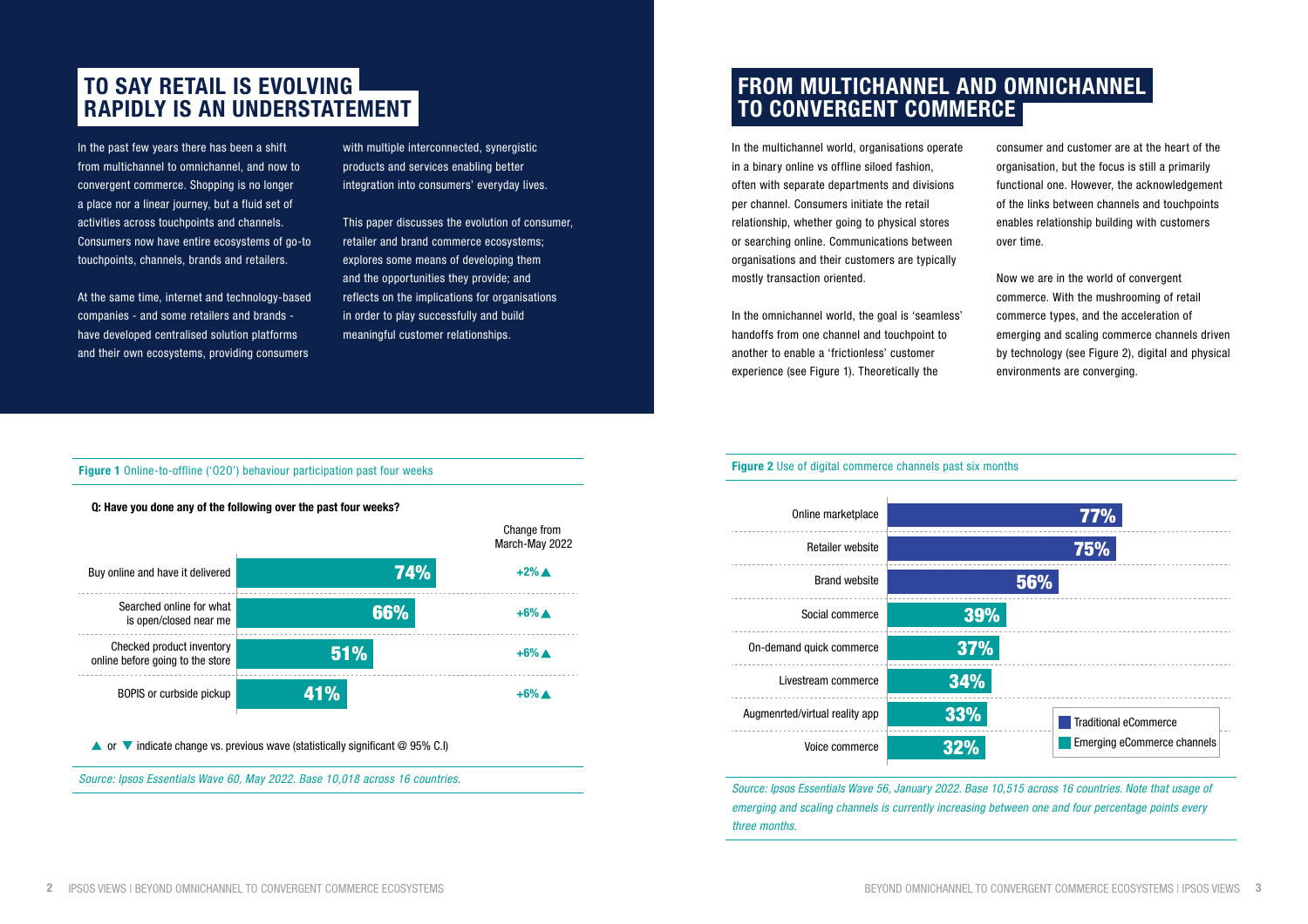## TO SAY RETAIL IS EVOLVING RAPIDLY IS AN UNDERSTATEMENT

In the past few years there has been a shift from multichannel to omnichannel, and now to convergent commerce. Shopping is no longer a place nor a linear journey, but a fluid set of activities across touchpoints and channels. Consumers now have entire ecosystems of go-to touchpoints, channels, brands and retailers.

At the same time, internet and technology-based companies - and some retailers and brands - have developed centralised solution platforms and their own ecosystems, providing consumers with multiple interconnected, synergistic products and services enabling better integration into consumers' everyday lives.

This paper discusses the evolution of consumer, retailer and brand commerce ecosystems; explores some means of developing them and the opportunities they provide; and reflects on the implications for organisations in order to play successfully and build meaningful customer relationships.

**Figure 1** Online-to-offline ('O2O') behaviour participation past four weeks

**Q: Have you done any of the following over the past four weeks?**

| | % | Change from March-May 2022 |
|---|---|---|
| Buy online and have it delivered | 74% | +2% ▲ |
| Searched online for what is open/closed near me | 66% | +6% ▲ |
| Checked product inventory online before going to the store | 51% | +6% ▲ |
| BOPIS or curbside pickup | 41% | +6% ▲ |

▲ or ▼ indicate change vs. previous wave (statistically significant @ 95% C.I)

*Source: Ipsos Essentials Wave 60, May 2022. Base 10,018 across 16 countries.*

## FROM MULTICHANNEL AND OMNICHANNEL TO CONVERGENT COMMERCE

In the multichannel world, organisations operate in a binary online vs offline siloed fashion, often with separate departments and divisions per channel. Consumers initiate the retail relationship, whether going to physical stores or searching online. Communications between organisations and their customers are typically mostly transaction oriented.

In the omnichannel world, the goal is 'seamless' handoffs from one channel and touchpoint to another to enable a 'frictionless' customer experience (see Figure 1). Theoretically the consumer and customer are at the heart of the organisation, but the focus is still a primarily functional one. However, the acknowledgement of the links between channels and touchpoints enables relationship building with customers over time.

Now we are in the world of convergent commerce. With the mushrooming of retail commerce types, and the acceleration of emerging and scaling commerce channels driven by technology (see Figure 2), digital and physical environments are converging.

**Figure 2** Use of digital commerce channels past six months

| Channel | % | Type |
|---|---|---|
| Online marketplace | 77% | Traditional eCommerce |
| Retailer website | 75% | Traditional eCommerce |
| Brand website | 56% | Traditional eCommerce |
| Social commerce | 39% | Emerging eCommerce channels |
| On-demand quick commerce | 37% | Emerging eCommerce channels |
| Livestream commerce | 34% | Emerging eCommerce channels |
| Augmenrted/virtual reality app | 33% | Emerging eCommerce channels |
| Voice commerce | 32% | Emerging eCommerce channels |

*Source: Ipsos Essentials Wave 56, January 2022. Base 10,515 across 16 countries. Note that usage of emerging and scaling channels is currently increasing between one and four percentage points every three months.*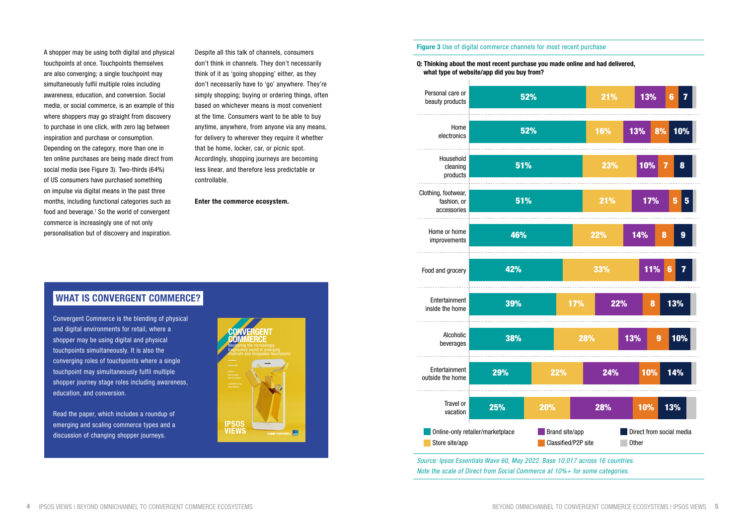A shopper may be using both digital and physical touchpoints at once. Touchpoints themselves are also converging; a single touchpoint may simultaneously fulfil multiple roles including awareness, education, and conversion. Social media, or social commerce, is an example of this where shoppers may go straight from discovery to purchase in one click, with zero lag between inspiration and purchase or consumption. Depending on the category, more than one in ten online purchases are being made direct from social media (see Figure 3). Two-thirds (64%) of US consumers have purchased something on impulse via digital means in the past three months, including functional categories such as food and beverage.[1] So the world of convergent commerce is increasingly one of not only personalisation but of discovery and inspiration.

Despite all this talk of channels, consumers don't think in channels. They don't necessarily think of it as 'going shopping' either, as they don't necessarily have to 'go' anywhere. They're simply shopping; buying or ordering things, often based on whichever means is most convenient at the time. Consumers want to be able to buy anytime, anywhere, from anyone via any means, for delivery to wherever they require it whether that be home, locker, car, or picnic spot. Accordingly, shopping journeys are becoming less linear, and therefore less predictable or controllable.

**Enter the commerce ecosystem.**

## WHAT IS CONVERGENT COMMERCE?

Convergent Commerce is the blending of physical and digital environments for retail, where a shopper may be using digital and physical touchpoints simultaneously. It is also the converging roles of touchpoints where a single touchpoint may simultaneously fulfil multiple shopper journey stage roles including awareness, education, and conversion.

Read the paper, which includes a roundup of emerging and scaling commerce types and a discussion of changing shopper journeys.

**Figure 3** Use of digital commerce channels for most recent purchase

**Q: Thinking about the most recent purchase you made online and had delivered, what type of website/app did you buy from?**

| Category | Online-only retailer/marketplace | Store site/app | Brand site/app | Classified/P2P site | Direct from social media |
|---|---|---|---|---|---|
| Personal care or beauty products | 52% | 21% | 13% | 6 | 7 |
| Home electronics | 52% | 16% | 13% | 8% | 10% |
| Household cleaning products | 51% | 23% | 10% | 7 | 8 |
| Clothing, footwear, fashion, or accessories | 51% | 21% | 17% | 5 | 5 |
| Home or home improvements | 46% | 22% | 14% | 8 | 9 |
| Food and grocery | 42% | 33% | 11% | 6 | 7 |
| Entertainment inside the home | 39% | 17% | 22% | 8 | 13% |
| Alcoholic beverages | 38% | 28% | 13% | 9 | 10% |
| Entertainment outside the home | 29% | 22% | 24% | 10% | 14% |
| Travel or vacation | 25% | 20% | 28% | 10% | 13% |

Legend: Online-only retailer/marketplace; Store site/app; Brand site/app; Classified/P2P site; Direct from social media; Other

*Source: Ipsos Essentials Wave 60, May 2022. Base 10,017 across 16 countries.*
*Note the scale of Direct from Social Commerce at 10%+ for some categories.*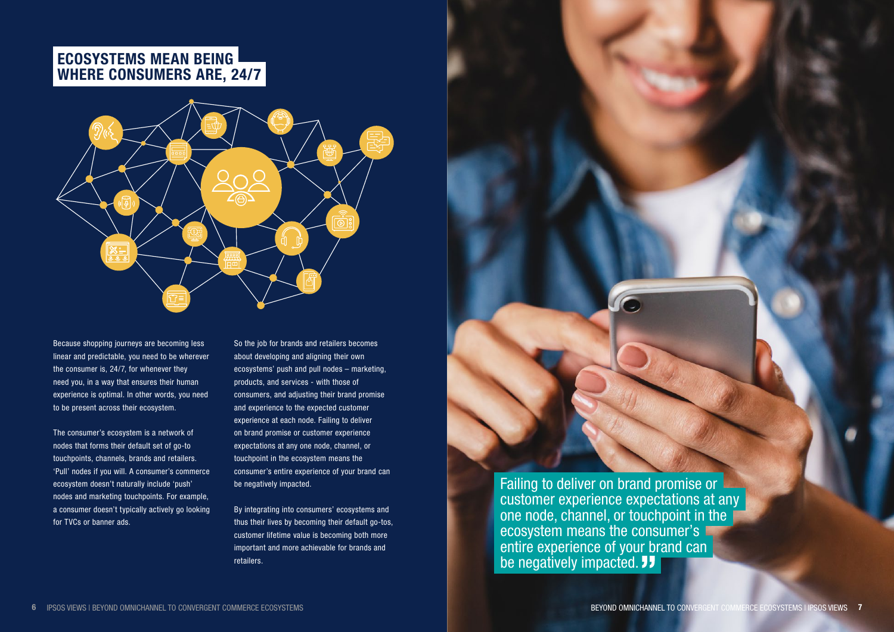# ECOSYSTEMS MEAN BEING WHERE CONSUMERS ARE, 24/7

Because shopping journeys are becoming less linear and predictable, you need to be wherever the consumer is, 24/7, for whenever they need you, in a way that ensures their human experience is optimal. In other words, you need to be present across their ecosystem.

The consumer's ecosystem is a network of nodes that forms their default set of go-to touchpoints, channels, brands and retailers. 'Pull' nodes if you will. A consumer's commerce ecosystem doesn't naturally include 'push' nodes and marketing touchpoints. For example, a consumer doesn't typically actively go looking for TVCs or banner ads.

So the job for brands and retailers becomes about developing and aligning their own ecosystems' push and pull nodes – marketing, products, and services - with those of consumers, and adjusting their brand promise and experience to the expected customer experience at each node. Failing to deliver on brand promise or customer experience expectations at any one node, channel, or touchpoint in the ecosystem means the consumer's entire experience of your brand can be negatively impacted.

By integrating into consumers' ecosystems and thus their lives by becoming their default go-tos, customer lifetime value is becoming both more important and more achievable for brands and retailers.

> Failing to deliver on brand promise or customer experience expectations at any one node, channel, or touchpoint in the ecosystem means the consumer's entire experience of your brand can be negatively impacted. ”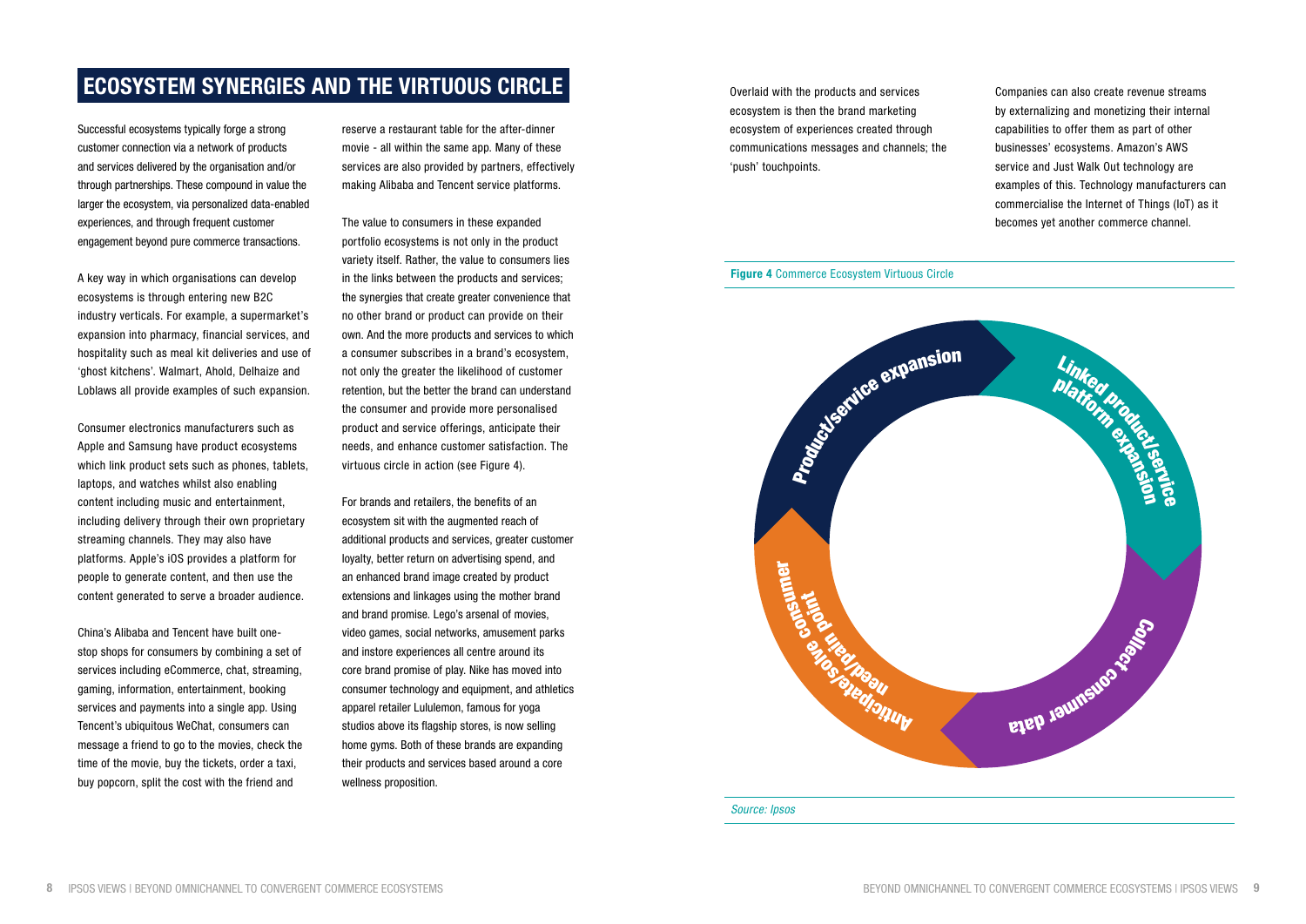## ECOSYSTEM SYNERGIES AND THE VIRTUOUS CIRCLE

Successful ecosystems typically forge a strong customer connection via a network of products and services delivered by the organisation and/or through partnerships. These compound in value the larger the ecosystem, via personalized data-enabled experiences, and through frequent customer engagement beyond pure commerce transactions.

A key way in which organisations can develop ecosystems is through entering new B2C industry verticals. For example, a supermarket's expansion into pharmacy, financial services, and hospitality such as meal kit deliveries and use of 'ghost kitchens'. Walmart, Ahold, Delhaize and Loblaws all provide examples of such expansion.

Consumer electronics manufacturers such as Apple and Samsung have product ecosystems which link product sets such as phones, tablets, laptops, and watches whilst also enabling content including music and entertainment, including delivery through their own proprietary streaming channels. They may also have platforms. Apple's iOS provides a platform for people to generate content, and then use the content generated to serve a broader audience.

China's Alibaba and Tencent have built one-stop shops for consumers by combining a set of services including eCommerce, chat, streaming, gaming, information, entertainment, booking services and payments into a single app. Using Tencent's ubiquitous WeChat, consumers can message a friend to go to the movies, check the time of the movie, buy the tickets, order a taxi, buy popcorn, split the cost with the friend and reserve a restaurant table for the after-dinner movie - all within the same app. Many of these services are also provided by partners, effectively making Alibaba and Tencent service platforms.

The value to consumers in these expanded portfolio ecosystems is not only in the product variety itself. Rather, the value to consumers lies in the links between the products and services; the synergies that create greater convenience that no other brand or product can provide on their own. And the more products and services to which a consumer subscribes in a brand's ecosystem, not only the greater the likelihood of customer retention, but the better the brand can understand the consumer and provide more personalised product and service offerings, anticipate their needs, and enhance customer satisfaction. The virtuous circle in action (see Figure 4).

For brands and retailers, the benefits of an ecosystem sit with the augmented reach of additional products and services, greater customer loyalty, better return on advertising spend, and an enhanced brand image created by product extensions and linkages using the mother brand and brand promise. Lego's arsenal of movies, video games, social networks, amusement parks and instore experiences all centre around its core brand promise of play. Nike has moved into consumer technology and equipment, and athletics apparel retailer Lululemon, famous for yoga studios above its flagship stores, is now selling home gyms. Both of these brands are expanding their products and services based around a core wellness proposition.

Overlaid with the products and services ecosystem is then the brand marketing ecosystem of experiences created through communications messages and channels; the 'push' touchpoints.

Companies can also create revenue streams by externalizing and monetizing their internal capabilities to offer them as part of other businesses' ecosystems. Amazon's AWS service and Just Walk Out technology are examples of this. Technology manufacturers can commercialise the Internet of Things (IoT) as it becomes yet another commerce channel.

**Figure 4** Commerce Ecosystem Virtuous Circle

Product/service expansion → Linked product/service platform expansion → Collect consumer data → Anticipate/solve consumer need/pain point

*Source: Ipsos*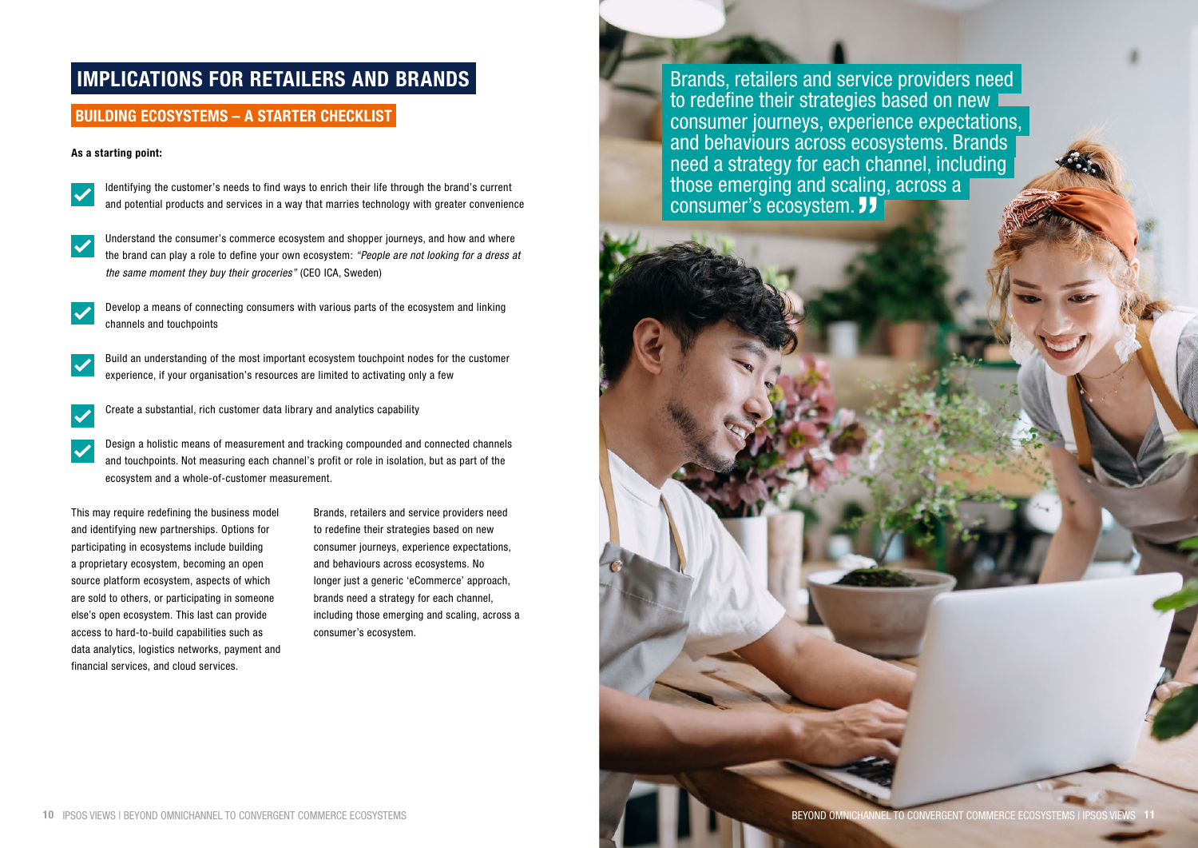# IMPLICATIONS FOR RETAILERS AND BRANDS

## BUILDING ECOSYSTEMS – A STARTER CHECKLIST

**As a starting point:**

- Identifying the customer's needs to find ways to enrich their life through the brand's current and potential products and services in a way that marries technology with greater convenience
- Understand the consumer's commerce ecosystem and shopper journeys, and how and where the brand can play a role to define your own ecosystem: *"People are not looking for a dress at the same moment they buy their groceries"* (CEO ICA, Sweden)
- Develop a means of connecting consumers with various parts of the ecosystem and linking channels and touchpoints
- Build an understanding of the most important ecosystem touchpoint nodes for the customer experience, if your organisation's resources are limited to activating only a few
- Create a substantial, rich customer data library and analytics capability
- Design a holistic means of measurement and tracking compounded and connected channels and touchpoints. Not measuring each channel's profit or role in isolation, but as part of the ecosystem and a whole-of-customer measurement.

This may require redefining the business model and identifying new partnerships. Options for participating in ecosystems include building a proprietary ecosystem, becoming an open source platform ecosystem, aspects of which are sold to others, or participating in someone else's open ecosystem. This last can provide access to hard-to-build capabilities such as data analytics, logistics networks, payment and financial services, and cloud services.

Brands, retailers and service providers need to redefine their strategies based on new consumer journeys, experience expectations, and behaviours across ecosystems. No longer just a generic 'eCommerce' approach, brands need a strategy for each channel, including those emerging and scaling, across a consumer's ecosystem.

> Brands, retailers and service providers need to redefine their strategies based on new consumer journeys, experience expectations, and behaviours across ecosystems. Brands need a strategy for each channel, including those emerging and scaling, across a consumer's ecosystem.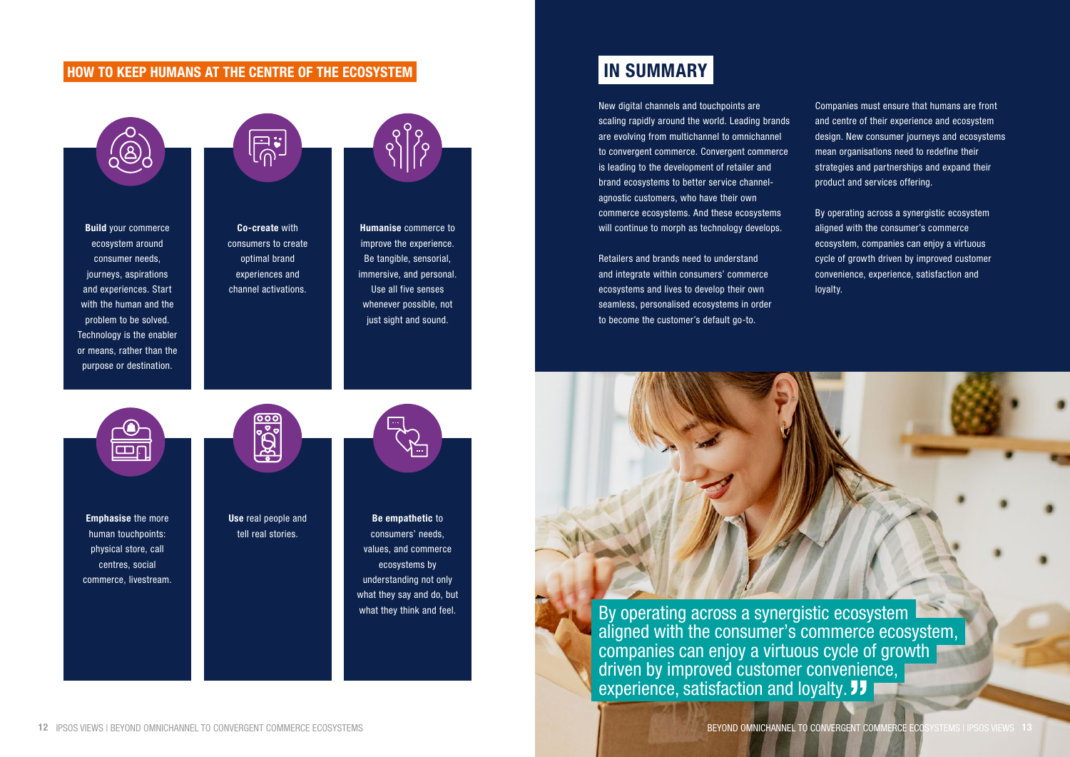## HOW TO KEEP HUMANS AT THE CENTRE OF THE ECOSYSTEM

**Build** your commerce ecosystem around consumer needs, journeys, aspirations and experiences. Start with the human and the problem to be solved. Technology is the enabler or means, rather than the purpose or destination.

**Co-create** with consumers to create optimal brand experiences and channel activations.

**Humanise** commerce to improve the experience. Be tangible, sensorial, immersive, and personal. Use all five senses whenever possible, not just sight and sound.

**Emphasise** the more human touchpoints: physical store, call centres, social commerce, livestream.

**Use** real people and tell real stories.

**Be empathetic** to consumers' needs, values, and commerce ecosystems by understanding not only what they say and do, but what they think and feel.

## IN SUMMARY

New digital channels and touchpoints are scaling rapidly around the world. Leading brands are evolving from multichannel to omnichannel to convergent commerce. Convergent commerce is leading to the development of retailer and brand ecosystems to better service channel-agnostic customers, who have their own commerce ecosystems. And these ecosystems will continue to morph as technology develops.

Retailers and brands need to understand and integrate within consumers' commerce ecosystems and lives to develop their own seamless, personalised ecosystems in order to become the customer's default go-to.

Companies must ensure that humans are front and centre of their experience and ecosystem design. New consumer journeys and ecosystems mean organisations need to redefine their strategies and partnerships and expand their product and services offering.

By operating across a synergistic ecosystem aligned with the consumer's commerce ecosystem, companies can enjoy a virtuous cycle of growth driven by improved customer convenience, experience, satisfaction and loyalty.

> By operating across a synergistic ecosystem aligned with the consumer's commerce ecosystem, companies can enjoy a virtuous cycle of growth driven by improved customer convenience, experience, satisfaction and loyalty.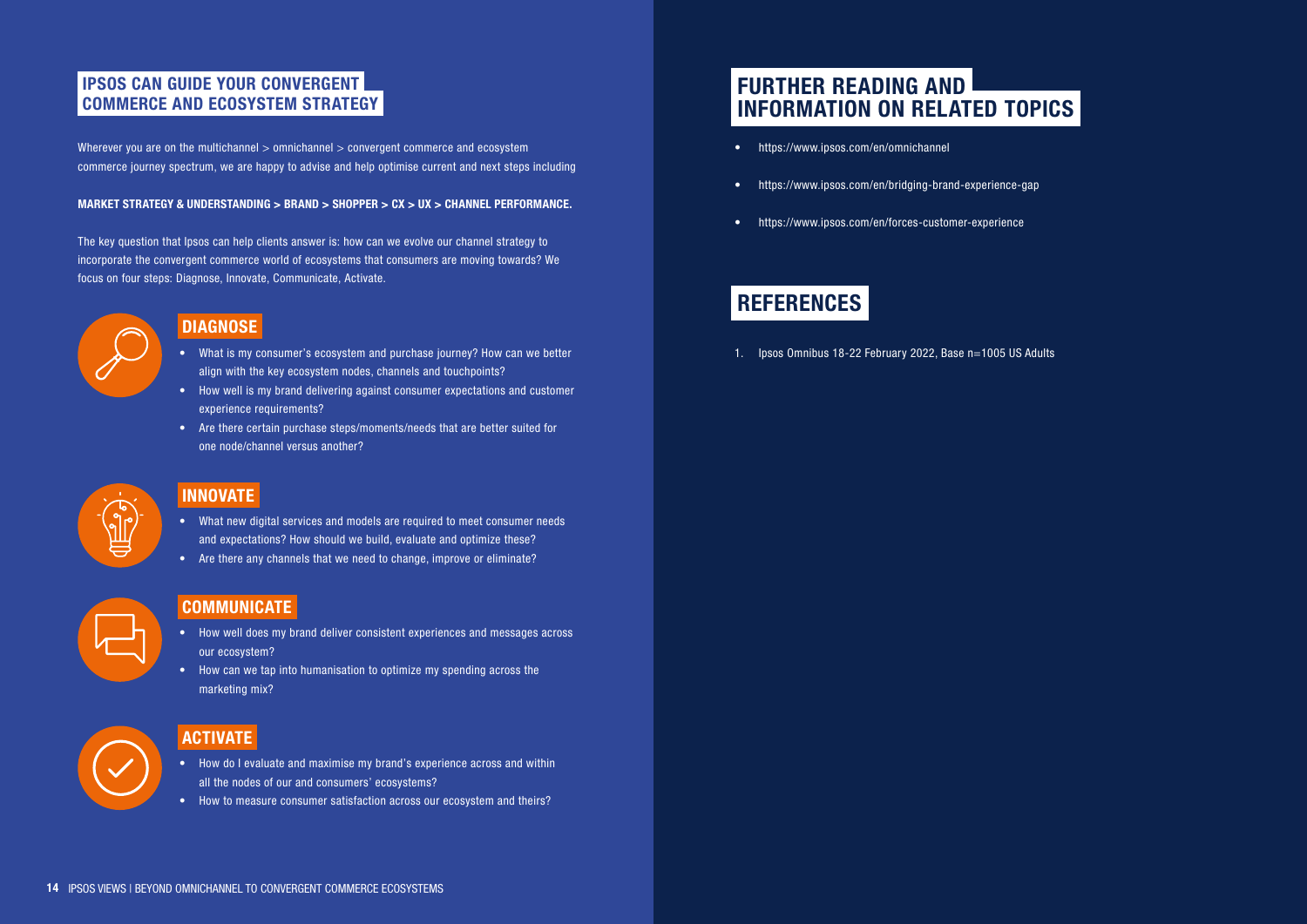## IPSOS CAN GUIDE YOUR CONVERGENT COMMERCE AND ECOSYSTEM STRATEGY

Wherever you are on the multichannel > omnichannel > convergent commerce and ecosystem commerce journey spectrum, we are happy to advise and help optimise current and next steps including

**MARKET STRATEGY & UNDERSTANDING > BRAND > SHOPPER > CX > UX > CHANNEL PERFORMANCE.**

The key question that Ipsos can help clients answer is: how can we evolve our channel strategy to incorporate the convergent commerce world of ecosystems that consumers are moving towards? We focus on four steps: Diagnose, Innovate, Communicate, Activate.

### DIAGNOSE

- What is my consumer's ecosystem and purchase journey? How can we better align with the key ecosystem nodes, channels and touchpoints?
- How well is my brand delivering against consumer expectations and customer experience requirements?
- Are there certain purchase steps/moments/needs that are better suited for one node/channel versus another?

### INNOVATE

- What new digital services and models are required to meet consumer needs and expectations? How should we build, evaluate and optimize these?
- Are there any channels that we need to change, improve or eliminate?

### COMMUNICATE

- How well does my brand deliver consistent experiences and messages across our ecosystem?
- How can we tap into humanisation to optimize my spending across the marketing mix?

### ACTIVATE

- How do I evaluate and maximise my brand's experience across and within all the nodes of our and consumers' ecosystems?
- How to measure consumer satisfaction across our ecosystem and theirs?

## FURTHER READING AND INFORMATION ON RELATED TOPICS

- https://www.ipsos.com/en/omnichannel
- https://www.ipsos.com/en/bridging-brand-experience-gap
- https://www.ipsos.com/en/forces-customer-experience

## REFERENCES

1. Ipsos Omnibus 18-22 February 2022, Base n=1005 US Adults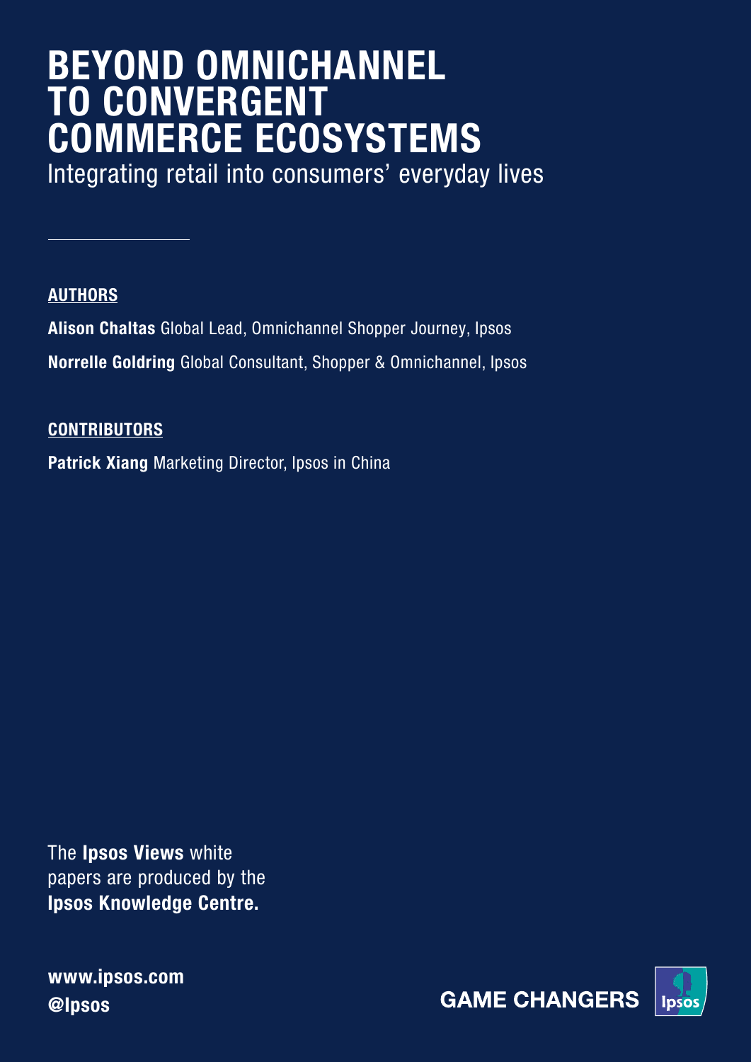# BEYOND OMNICHANNEL TO CONVERGENT COMMERCE ECOSYSTEMS

Integrating retail into consumers' everyday lives

---

**AUTHORS**

**Alison Chaltas** Global Lead, Omnichannel Shopper Journey, Ipsos

**Norrelle Goldring** Global Consultant, Shopper & Omnichannel, Ipsos

**CONTRIBUTORS**

**Patrick Xiang** Marketing Director, Ipsos in China

The **Ipsos Views** white papers are produced by the **Ipsos Knowledge Centre.**

**www.ipsos.com**
**@Ipsos**

**GAME CHANGERS**

Ipsos